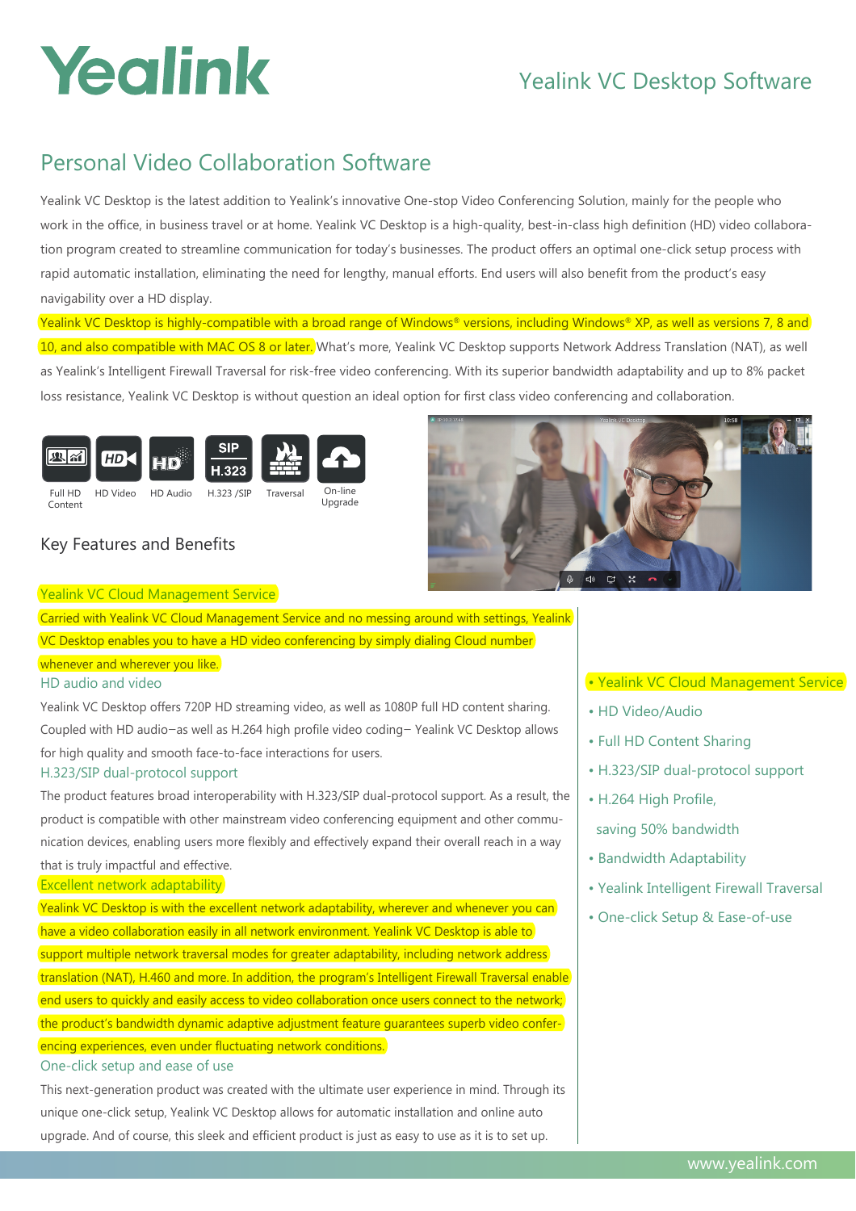# Yealink VC Desktop Software

## Personal Video Collaboration Software

Yealink VC Desktop is the latest addition to Yealink's innovative One-stop Video Conferencing Solution, mainly for the people who work in the office, in business travel or at home. Yealink VC Desktop is a high-quality, best-in-class high definition (HD) video collaboration program created to streamline communication for today's businesses. The product offers an optimal one-click setup process with rapid automatic installation, eliminating the need for lengthy, manual efforts. End users will also benefit from the product's easy navigability over a HD display.

Yealink VC Desktop is highly-compatible with a broad range of Windows® versions, including Windows® XP, as well as versions 7, 8 and 10, and also compatible with MAC OS 8 or later. What's more, Yealink VC Desktop supports Network Address Translation (NAT), as well as Yealink's Intelligent Firewall Traversal for risk-free video conferencing. With its superior bandwidth adaptability and up to 8% packet loss resistance, Yealink VC Desktop is without question an ideal option for first class video conferencing and collaboration.

Full HD Content | HD Video | HD Audio | H.323 /SIP | Traversal | On-line Upgrade

## Key Features and Benefits

### Yealink VC Cloud Management Service

Carried with Yealink VC Cloud Management Service and no messing around with settings, Yealink VC Desktop enables you to have a HD video conferencing by simply dialing Cloud number whenever and wherever you like.

### HD audio and video

Yealink VC Desktop offers 720P HD streaming video, as well as 1080P full HD content sharing. Coupled with HD audio–as well as H.264 high profile video coding– Yealink VC Desktop allows for high quality and smooth face-to-face interactions for users.

### H.323/SIP dual-protocol support

The product features broad interoperability with H.323/SIP dual-protocol support. As a result, the product is compatible with other mainstream video conferencing equipment and other communication devices, enabling users more flexibly and effectively expand their overall reach in a way that is truly impactful and effective.

### Excellent network adaptability

Yealink VC Desktop is with the excellent network adaptability, wherever and whenever you can have a video collaboration easily in all network environment. Yealink VC Desktop is able to support multiple network traversal modes for greater adaptability, including network address translation (NAT), H.460 and more. In addition, the program's Intelligent Firewall Traversal enable end users to quickly and easily access to video collaboration once users connect to the network; the product's bandwidth dynamic adaptive adjustment feature guarantees superb video conferencing experiences, even under fluctuating network conditions.

### One-click setup and ease of use

This next-generation product was created with the ultimate user experience in mind. Through its unique one-click setup, Yealink VC Desktop allows for automatic installation and online auto upgrade. And of course, this sleek and efficient product is just as easy to use as it is to set up.

- Yealink VC Cloud Management Service
- HD Video/Audio
- Full HD Content Sharing
- H.323/SIP dual-protocol support
- H.264 High Profile, saving 50% bandwidth
- Bandwidth Adaptability
- Yealink Intelligent Firewall Traversal
- One-click Setup & Ease-of-use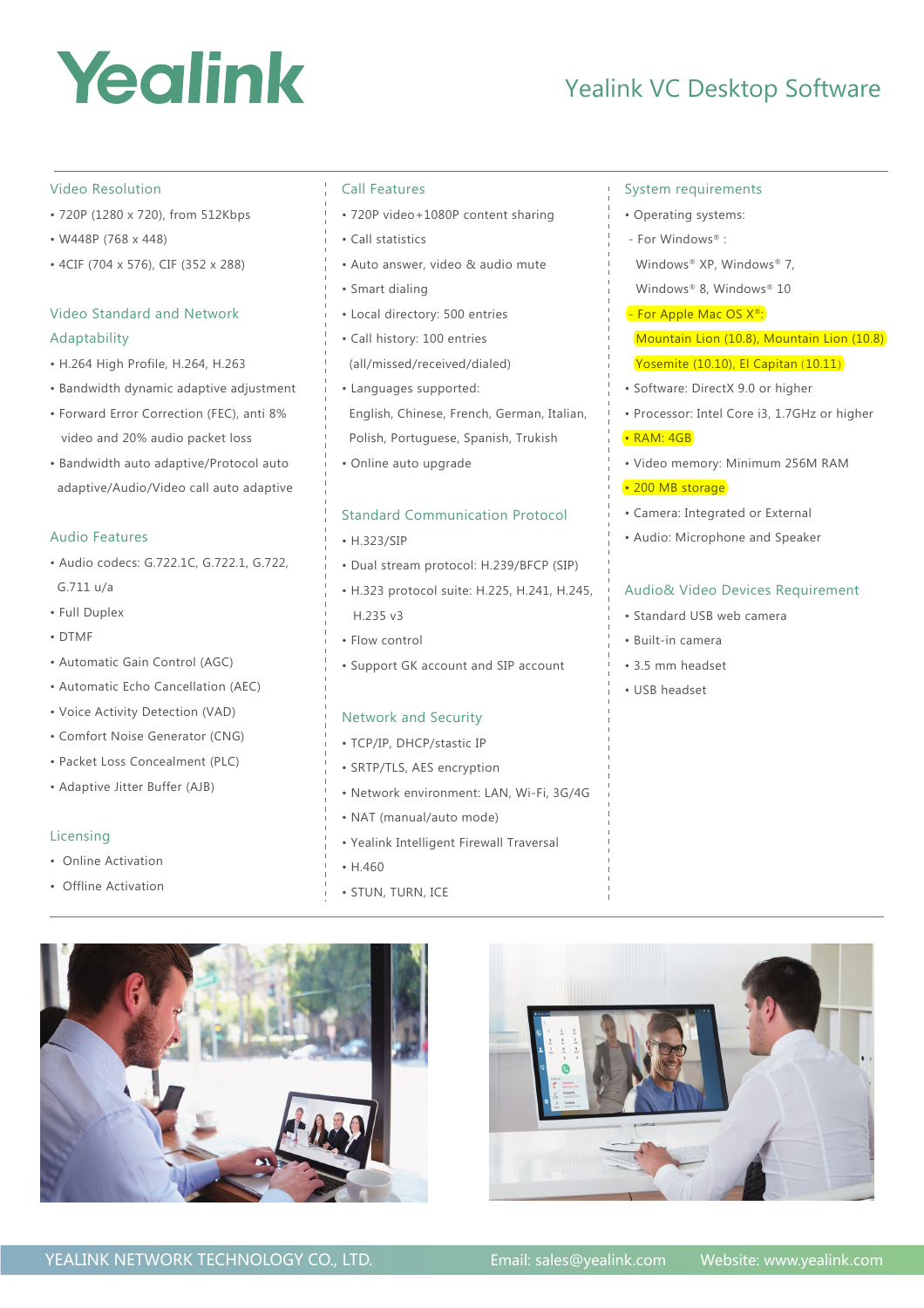# Yealink

## Yealink VC Desktop Software

### Video Resolution

- 720P (1280 x 720), from 512Kbps
- W448P (768 x 448)
- 4CIF (704 x 576), CIF (352 x 288)

### Video Standard and Network Adaptability

- H.264 High Profile, H.264, H.263
- Bandwidth dynamic adaptive adjustment
- Forward Error Correction (FEC), anti 8% video and 20% audio packet loss
- Bandwidth auto adaptive/Protocol auto adaptive/Audio/Video call auto adaptive

### Audio Features

- Audio codecs: G.722.1C, G.722.1, G.722, G.711 u/a
- Full Duplex
- DTMF
- Automatic Gain Control (AGC)
- Automatic Echo Cancellation (AEC)
- Voice Activity Detection (VAD)
- Comfort Noise Generator (CNG)
- Packet Loss Concealment (PLC)
- Adaptive Jitter Buffer (AJB)

### Licensing

- Online Activation
- Offline Activation

### Call Features

- 720P video+1080P content sharing
- Call statistics
- Auto answer, video & audio mute
- Smart dialing
- Local directory: 500 entries
- Call history: 100 entries (all/missed/received/dialed)
- Languages supported: English, Chinese, French, German, Italian, Polish, Portuguese, Spanish, Trukish
- Online auto upgrade

### Standard Communication Protocol

- H.323/SIP
- Dual stream protocol: H.239/BFCP (SIP)
- H.323 protocol suite: H.225, H.241, H.245, H.235 v3
- Flow control
- Support GK account and SIP account

### Network and Security

- TCP/IP, DHCP/stastic IP
- SRTP/TLS, AES encryption
- Network environment: LAN, Wi-Fi, 3G/4G
- NAT (manual/auto mode)
- Yealink Intelligent Firewall Traversal
- H.460
- STUN, TURN, ICE

### System requirements

- Operating systems:
  - For Windows® :
    Windows® XP, Windows® 7, Windows® 8, Windows® 10
  - For Apple Mac OS X®:
    Mountain Lion (10.8), Mountain Lion (10.8) Yosemite (10.10), El Capitan (10.11)
- Software: DirectX 9.0 or higher
- Processor: Intel Core i3, 1.7GHz or higher
- RAM: 4GB
- Video memory: Minimum 256M RAM
- 200 MB storage
- Camera: Integrated or External
- Audio: Microphone and Speaker

### Audio& Video Devices Requirement

- Standard USB web camera
- Built-in camera
- 3.5 mm headset
- USB headset

YEALINK NETWORK TECHNOLOGY CO., LTD. Email: sales@yealink.com Website: www.yealink.com